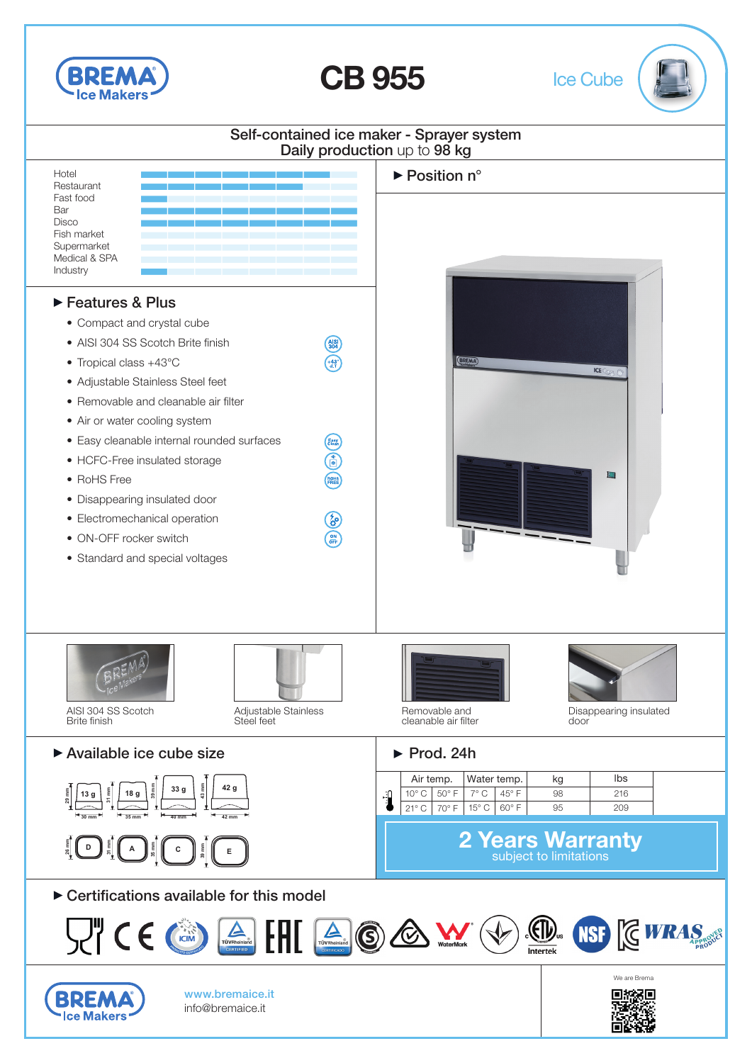# BREMA Ice Makers

# CB 955

Ice Cube

**Self-contained ice maker - Sprayer system**
**Daily production up to 98 kg**

- Hotel
- Restaurant
- Fast food
- Bar
- Disco
- Fish market
- Supermarket
- Medical & SPA
- Industry

## ▶ Position n°

## ▶ Features & Plus

- Compact and crystal cube
- AISI 304 SS Scotch Brite finish
- Tropical class +43°C
- Adjustable Stainless Steel feet
- Removable and cleanable air filter
- Air or water cooling system
- Easy cleanable internal rounded surfaces
- HCFC-Free insulated storage
- RoHS Free
- Disappearing insulated door
- Electromechanical operation
- ON-OFF rocker switch
- Standard and special voltages

AISI 304 SS Scotch Brite finish

Adjustable Stainless Steel feet

Removable and cleanable air filter

Disappearing insulated door

## ▶ Available ice cube size

| Size | Weight | Dimensions |
|---|---|---|
| D | 13 g | 29 mm / 30 mm / 26 mm |
| A | 18 g | 31 mm / 35 mm / 31 mm |
| C | 33 g | 39 mm / 40 mm / 35 mm |
| E | 42 g | 43 mm / 42 mm / 39 mm |

## ▶ Prod. 24h

| Air temp. | | Water temp. | | kg | lbs |
|---|---|---|---|---|---|
| 10° C | 50° F | 7° C | 45° F | 98 | 216 |
| 21° C | 70° F | 15° C | 60° F | 95 | 209 |

**2 Years Warranty**
subject to limitations

## ▶ Certifications available for this model

www.bremaice.it
info@bremaice.it

We are Brema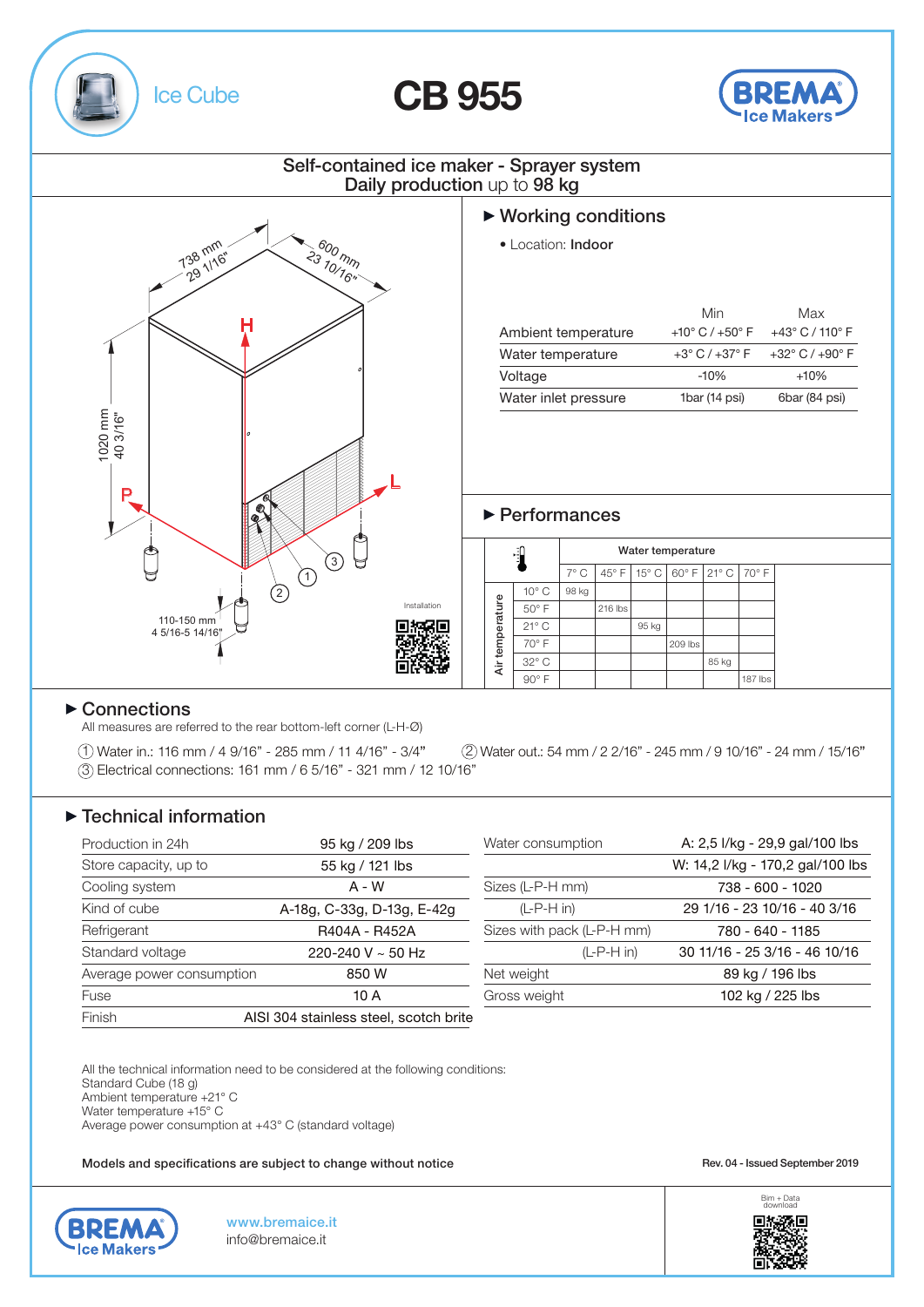Ice Cube

# CB 955

BREMA Ice Makers

## Self-contained ice maker - Sprayer system
## Daily production up to 98 kg

738 mm
29 1/16"
600 mm
23 10/16"
1020 mm
40 3/16"
H
L
P
110-150 mm
4 5/16-5 14/16"
Installation

## ▶ Working conditions

• Location: **Indoor**

| | Min | Max |
|---|---|---|
| Ambient temperature | +10° C / +50° F | +43° C / 110° F |
| Water temperature | +3° C / +37° F | +32° C / +90° F |
| Voltage | -10% | +10% |
| Water inlet pressure | 1bar (14 psi) | 6bar (84 psi) |

## ▶ Performances

| | | Water temperature | | | | | |
|---|---|---|---|---|---|---|---|
| | | 7° C | 45° F | 15° C | 60° F | 21° C | 70° F |
| Air temperature | 10° C | 98 kg | | | | | |
| | 50° F | | 216 lbs | | | | |
| | 21° C | | | 95 kg | | | |
| | 70° F | | | | 209 lbs | | |
| | 32° C | | | | | 85 kg | |
| | 90° F | | | | | | 187 lbs |

## ▶ Connections

All measures are referred to the rear bottom-left corner (L-H-Ø)

① Water in.: 116 mm / 4 9/16" - 285 mm / 11 4/16" - 3/4"
② Water out.: 54 mm / 2 2/16" - 245 mm / 9 10/16" - 24 mm / 15/16"
③ Electrical connections: 161 mm / 6 5/16" - 321 mm / 12 10/16"

## ▶ Technical information

| | |
|---|---|
| Production in 24h | 95 kg / 209 lbs |
| Store capacity, up to | 55 kg / 121 lbs |
| Cooling system | A - W |
| Kind of cube | A-18g, C-33g, D-13g, E-42g |
| Refrigerant | R404A - R452A |
| Standard voltage | 220-240 V ~ 50 Hz |
| Average power consumption | 850 W |
| Fuse | 10 A |
| Finish | AISI 304 stainless steel, scotch brite |

| | |
|---|---|
| Water consumption | A: 2,5 l/kg - 29,9 gal/100 lbs |
| | W: 14,2 l/kg - 170,2 gal/100 lbs |
| Sizes (L-P-H mm) | 738 - 600 - 1020 |
| (L-P-H in) | 29 1/16 - 23 10/16 - 40 3/16 |
| Sizes with pack (L-P-H mm) | 780 - 640 - 1185 |
| (L-P-H in) | 30 11/16 - 25 3/16 - 46 10/16 |
| Net weight | 89 kg / 196 lbs |
| Gross weight | 102 kg / 225 lbs |

All the technical information need to be considered at the following conditions:
Standard Cube (18 g)
Ambient temperature +21° C
Water temperature +15° C
Average power consumption at +43° C (standard voltage)

**Models and specifications are subject to change without notice**

**Rev. 04 - Issued September 2019**

BREMA Ice Makers

www.bremaice.it
info@bremaice.it

Bim + Data download